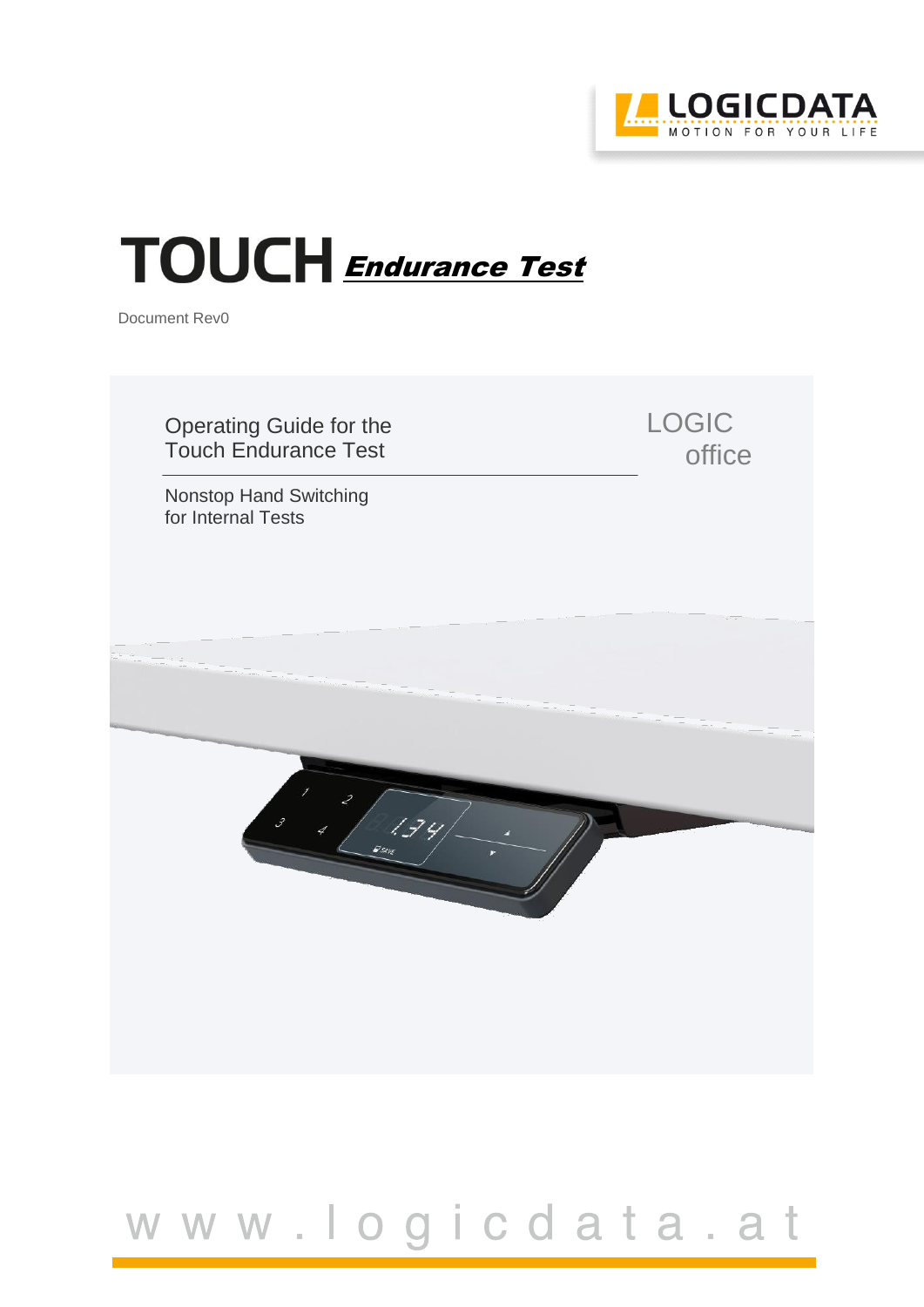LOGICDATA
MOTION FOR YOUR LIFE

# TOUCH ***Endurance Test***

Document Rev0

Operating Guide for the
Touch Endurance Test

LOGIC
office

Nonstop Hand Switching
for Internal Tests

www.logicdata.at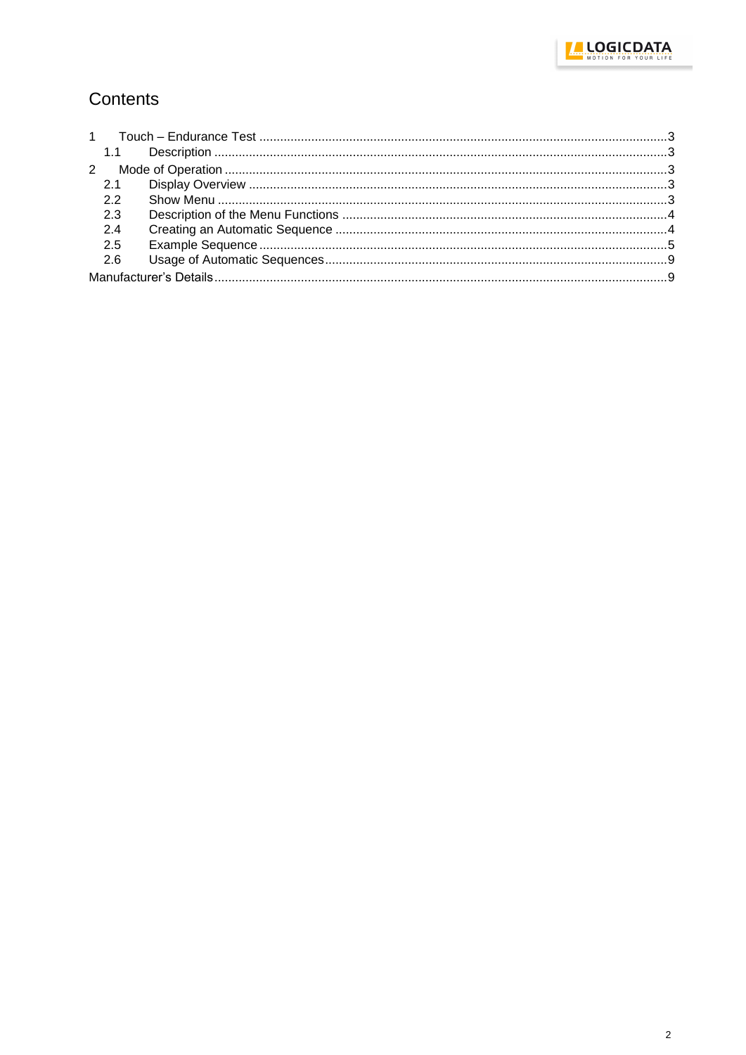# Contents

1 Touch – Endurance Test ..... 3
  1.1 Description ..... 3
2 Mode of Operation ..... 3
  2.1 Display Overview ..... 3
  2.2 Show Menu ..... 3
  2.3 Description of the Menu Functions ..... 4
  2.4 Creating an Automatic Sequence ..... 4
  2.5 Example Sequence ..... 5
  2.6 Usage of Automatic Sequences ..... 9
Manufacturer's Details ..... 9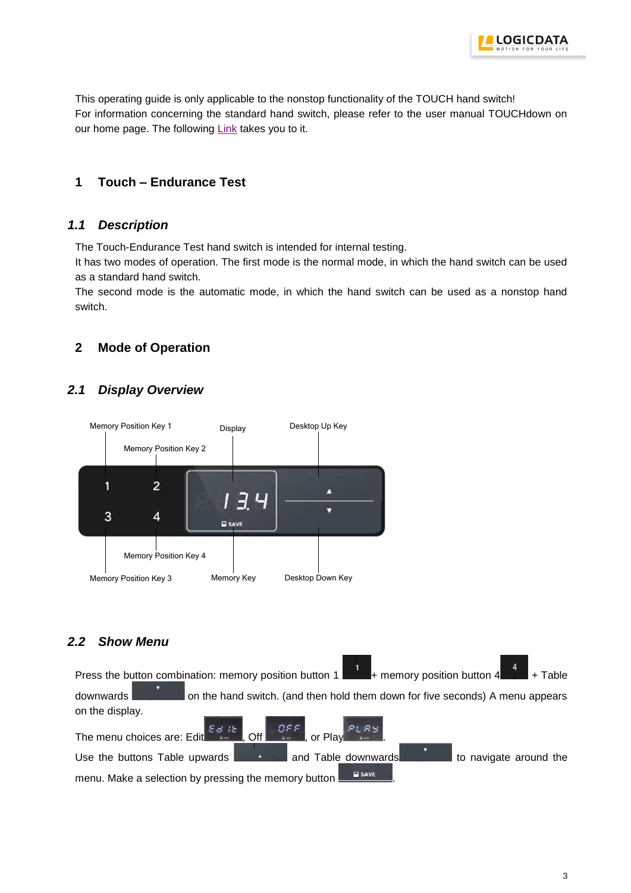This operating guide is only applicable to the nonstop functionality of the TOUCH hand switch!
For information concerning the standard hand switch, please refer to the user manual TOUCHdown on our home page. The following Link takes you to it.

# 1 Touch – Endurance Test

## 1.1 Description

The Touch-Endurance Test hand switch is intended for internal testing.
It has two modes of operation. The first mode is the normal mode, in which the hand switch can be used as a standard hand switch.
The second mode is the automatic mode, in which the hand switch can be used as a nonstop hand switch.

# 2 Mode of Operation

## 2.1 Display Overview

Memory Position Key 1

Memory Position Key 2

Display

Desktop Up Key

Memory Position Key 4

Memory Position Key 3

Memory Key

Desktop Down Key

## 2.2 Show Menu

Press the button combination: memory position button 1 + memory position button 4 + Table downwards on the hand switch. (and then hold them down for five seconds) A menu appears on the display.

The menu choices are: Edit, Off, or Play.

Use the buttons Table upwards and Table downwards to navigate around the menu. Make a selection by pressing the memory button.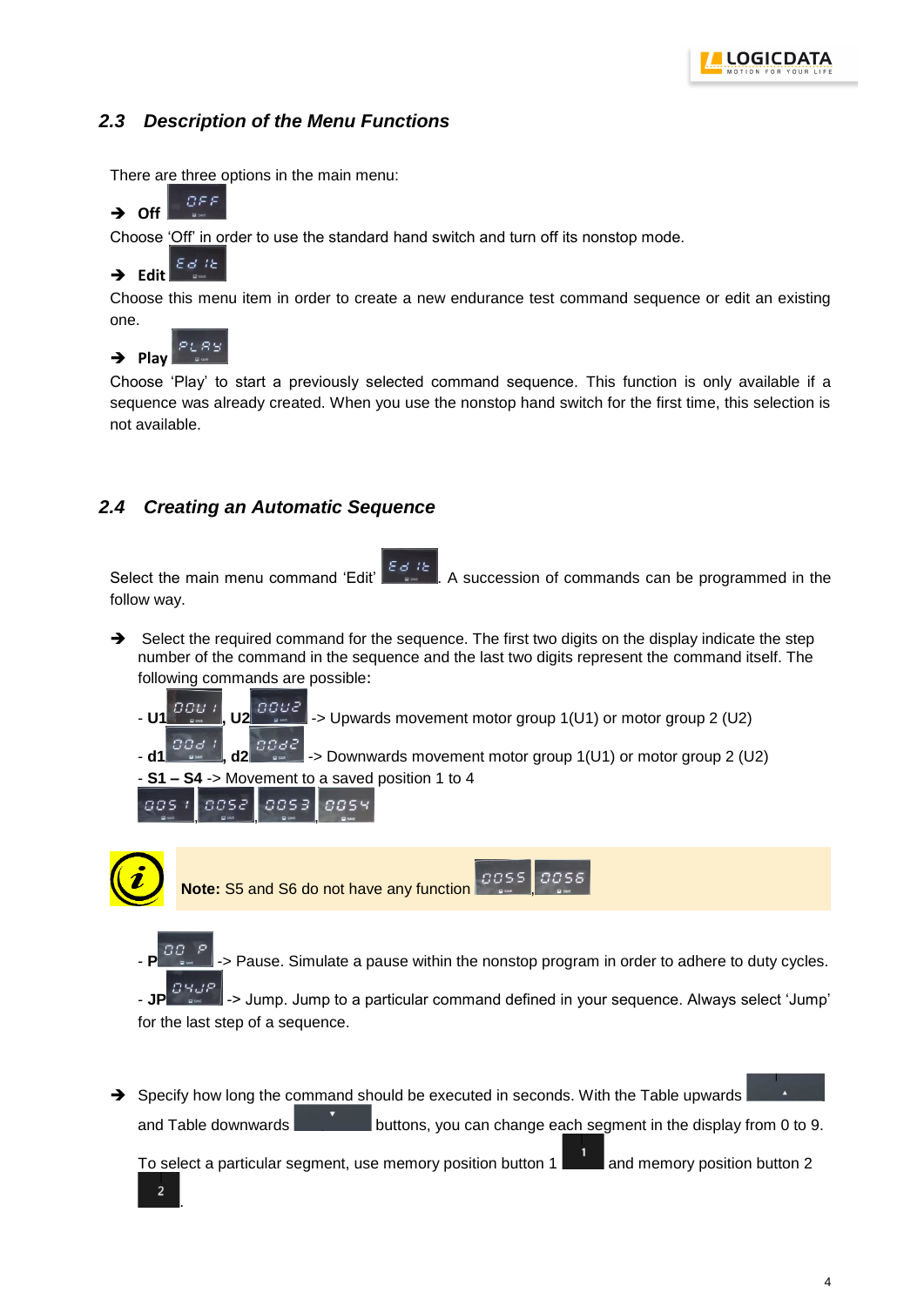## 2.3 Description of the Menu Functions

There are three options in the main menu:

➔ **Off**

Choose 'Off' in order to use the standard hand switch and turn off its nonstop mode.

➔ **Edit**

Choose this menu item in order to create a new endurance test command sequence or edit an existing one.

➔ **Play**

Choose 'Play' to start a previously selected command sequence. This function is only available if a sequence was already created. When you use the nonstop hand switch for the first time, this selection is not available.

## 2.4 Creating an Automatic Sequence

Select the main menu command 'Edit' . A succession of commands can be programmed in the follow way.

➔ Select the required command for the sequence. The first two digits on the display indicate the step number of the command in the sequence and the last two digits represent the command itself. The following commands are possible:

- **U1** , **U2** -> Upwards movement motor group 1(U1) or motor group 2 (U2)
- **d1** , **d2** -> Downwards movement motor group 1(U1) or motor group 2 (U2)
- **S1 – S4** -> Movement to a saved position 1 to 4

**Note:** S5 and S6 do not have any function

- **P** -> Pause. Simulate a pause within the nonstop program in order to adhere to duty cycles.
- **JP** -> Jump. Jump to a particular command defined in your sequence. Always select 'Jump' for the last step of a sequence.

➔ Specify how long the command should be executed in seconds. With the Table upwards and Table downwards buttons, you can change each segment in the display from 0 to 9.

To select a particular segment, use memory position button 1 and memory position button 2 .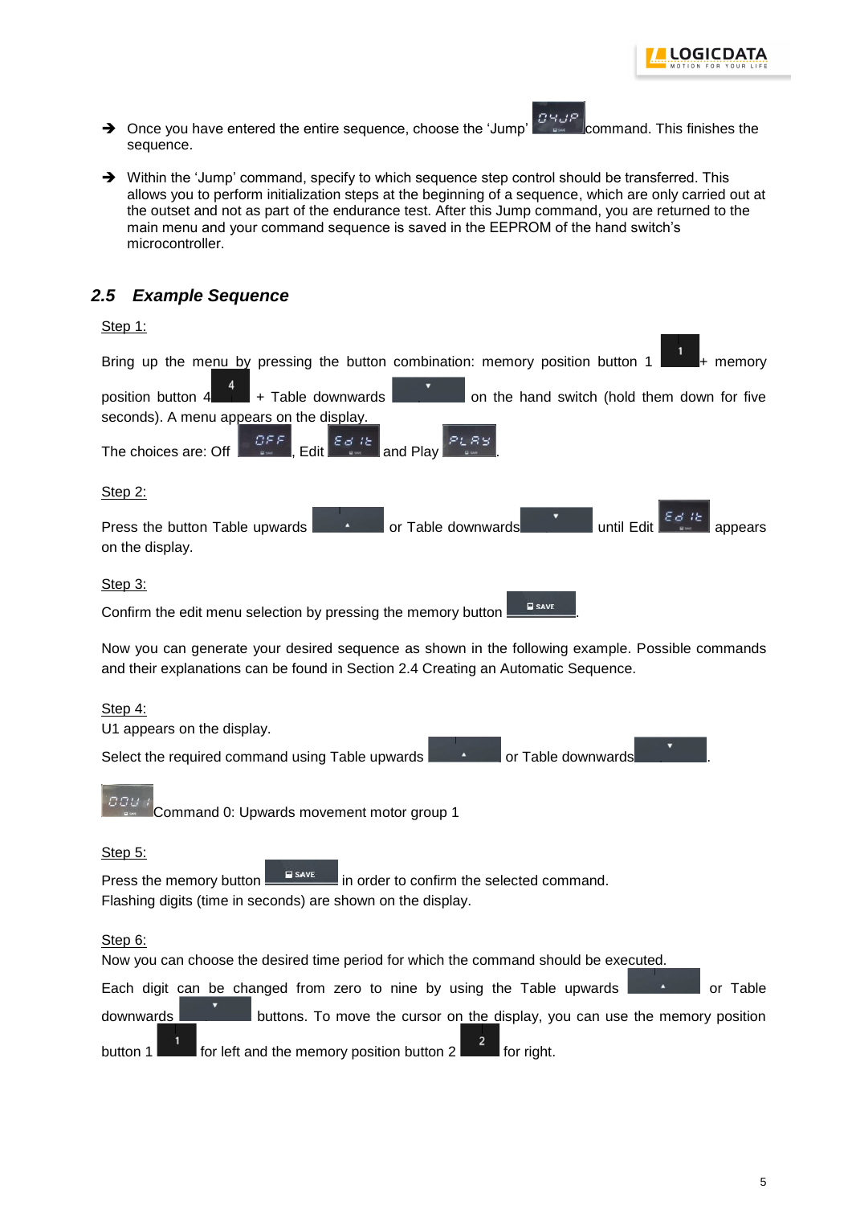→ Once you have entered the entire sequence, choose the 'Jump' command. This finishes the sequence.

→ Within the 'Jump' command, specify to which sequence step control should be transferred. This allows you to perform initialization steps at the beginning of a sequence, which are only carried out at the outset and not as part of the endurance test. After this Jump command, you are returned to the main menu and your command sequence is saved in the EEPROM of the hand switch's microcontroller.

## 2.5 Example Sequence

Step 1:

Bring up the menu by pressing the button combination: memory position button 1 + memory position button 4 + Table downwards on the hand switch (hold them down for five seconds). A menu appears on the display.

The choices are: Off, Edit and Play.

Step 2:

Press the button Table upwards or Table downwards until Edit appears on the display.

Step 3:

Confirm the edit menu selection by pressing the memory button.

Now you can generate your desired sequence as shown in the following example. Possible commands and their explanations can be found in Section 2.4 Creating an Automatic Sequence.

Step 4:

U1 appears on the display.

Select the required command using Table upwards or Table downwards.

Command 0: Upwards movement motor group 1

Step 5:

Press the memory button in order to confirm the selected command.
Flashing digits (time in seconds) are shown on the display.

Step 6:

Now you can choose the desired time period for which the command should be executed.

Each digit can be changed from zero to nine by using the Table upwards or Table downwards buttons. To move the cursor on the display, you can use the memory position button 1 for left and the memory position button 2 for right.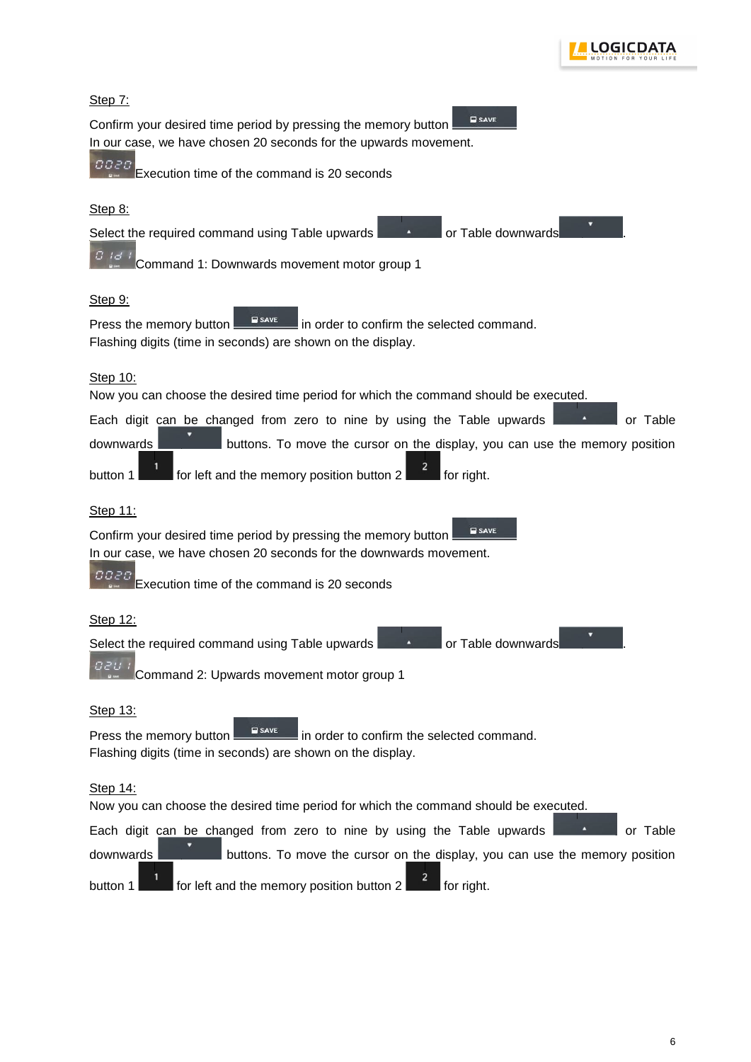Step 7:

Confirm your desired time period by pressing the memory button SAVE
In our case, we have chosen 20 seconds for the upwards movement.

0020 Execution time of the command is 20 seconds

Step 8:

Select the required command using Table upwards ▲ or Table downwards ▼.

01d1 Command 1: Downwards movement motor group 1

Step 9:

Press the memory button SAVE in order to confirm the selected command.
Flashing digits (time in seconds) are shown on the display.

Step 10:

Now you can choose the desired time period for which the command should be executed.

Each digit can be changed from zero to nine by using the Table upwards ▲ or Table downwards ▼ buttons. To move the cursor on the display, you can use the memory position button 1 [1] for left and the memory position button 2 [2] for right.

Step 11:

Confirm your desired time period by pressing the memory button SAVE
In our case, we have chosen 20 seconds for the downwards movement.

0020 Execution time of the command is 20 seconds

Step 12:

Select the required command using Table upwards ▲ or Table downwards ▼.

02U1 Command 2: Upwards movement motor group 1

Step 13:

Press the memory button SAVE in order to confirm the selected command.
Flashing digits (time in seconds) are shown on the display.

Step 14:

Now you can choose the desired time period for which the command should be executed.

Each digit can be changed from zero to nine by using the Table upwards ▲ or Table downwards ▼ buttons. To move the cursor on the display, you can use the memory position button 1 [1] for left and the memory position button 2 [2] for right.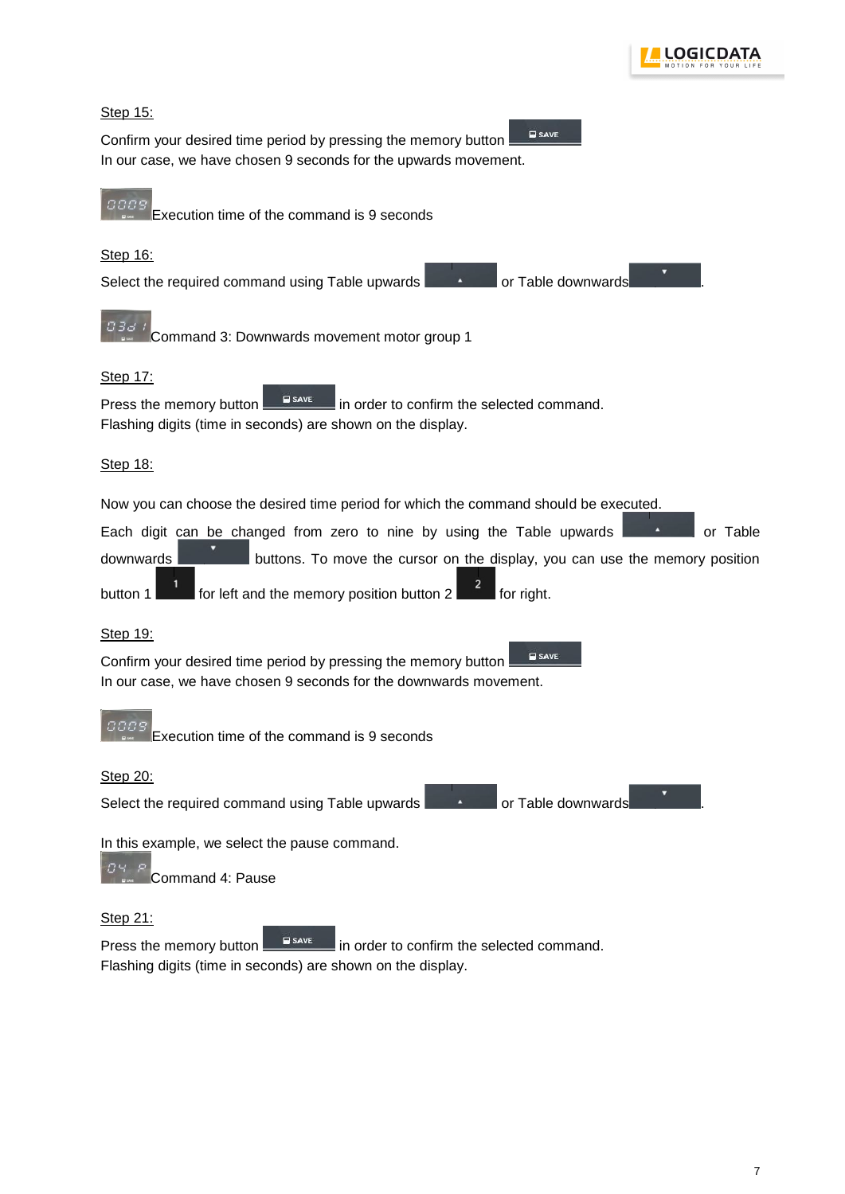Step 15:

Confirm your desired time period by pressing the memory button
In our case, we have chosen 9 seconds for the upwards movement.

Execution time of the command is 9 seconds

Step 16:

Select the required command using Table upwards or Table downwards.

Command 3: Downwards movement motor group 1

Step 17:

Press the memory button in order to confirm the selected command.
Flashing digits (time in seconds) are shown on the display.

Step 18:

Now you can choose the desired time period for which the command should be executed.
Each digit can be changed from zero to nine by using the Table upwards or Table downwards buttons. To move the cursor on the display, you can use the memory position button 1 for left and the memory position button 2 for right.

Step 19:

Confirm your desired time period by pressing the memory button
In our case, we have chosen 9 seconds for the downwards movement.

Execution time of the command is 9 seconds

Step 20:

Select the required command using Table upwards or Table downwards.

In this example, we select the pause command.

Command 4: Pause

Step 21:

Press the memory button in order to confirm the selected command.
Flashing digits (time in seconds) are shown on the display.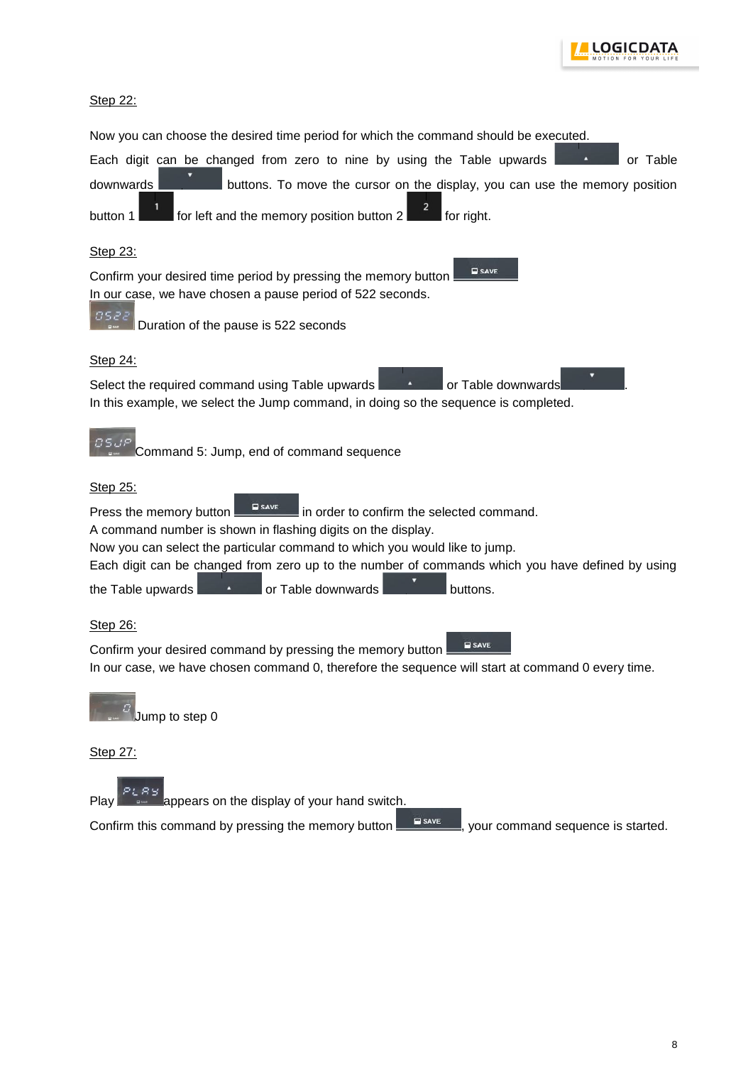Step 22:

Now you can choose the desired time period for which the command should be executed.

Each digit can be changed from zero to nine by using the Table upwards or Table downwards buttons. To move the cursor on the display, you can use the memory position button 1 for left and the memory position button 2 for right.

Step 23:

Confirm your desired time period by pressing the memory button
In our case, we have chosen a pause period of 522 seconds.

Duration of the pause is 522 seconds

Step 24:

Select the required command using Table upwards or Table downwards.
In this example, we select the Jump command, in doing so the sequence is completed.

Command 5: Jump, end of command sequence

Step 25:

Press the memory button in order to confirm the selected command.
A command number is shown in flashing digits on the display.
Now you can select the particular command to which you would like to jump.
Each digit can be changed from zero up to the number of commands which you have defined by using the Table upwards or Table downwards buttons.

Step 26:

Confirm your desired command by pressing the memory button
In our case, we have chosen command 0, therefore the sequence will start at command 0 every time.

Jump to step 0

Step 27:

Play appears on the display of your hand switch.
Confirm this command by pressing the memory button, your command sequence is started.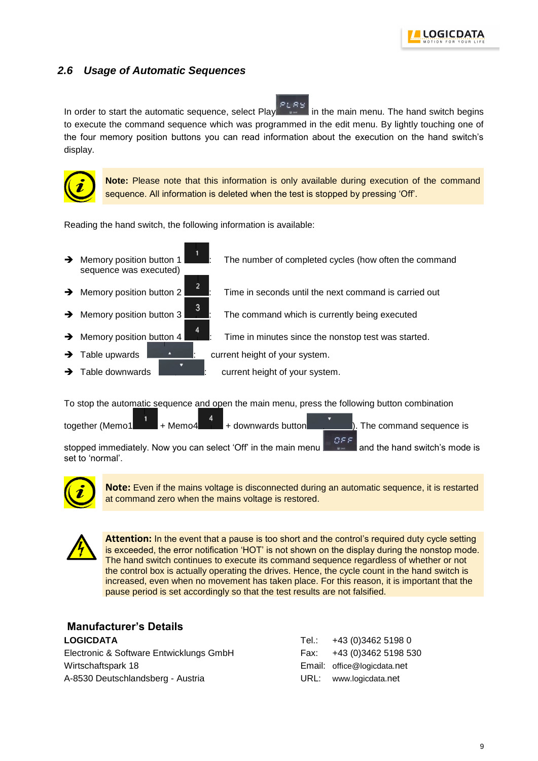## 2.6 *Usage of Automatic Sequences*

In order to start the automatic sequence, select Play in the main menu. The hand switch begins to execute the command sequence which was programmed in the edit menu. By lightly touching one of the four memory position buttons you can read information about the execution on the hand switch's display.

**Note:** Please note that this information is only available during execution of the command sequence. All information is deleted when the test is stopped by pressing 'Off'.

Reading the hand switch, the following information is available:

- Memory position button 1 : The number of completed cycles (how often the command sequence was executed)
- Memory position button 2 : Time in seconds until the next command is carried out
- Memory position button 3 : The command which is currently being executed
- Memory position button 4 : Time in minutes since the nonstop test was started.
- Table upwards : current height of your system.
- Table downwards : current height of your system.

To stop the automatic sequence and open the main menu, press the following button combination together (Memo1 + Memo4 + downwards button ). The command sequence is stopped immediately. Now you can select 'Off' in the main menu and the hand switch's mode is set to 'normal'.

**Note:** Even if the mains voltage is disconnected during an automatic sequence, it is restarted at command zero when the mains voltage is restored.

**Attention:** In the event that a pause is too short and the control's required duty cycle setting is exceeded, the error notification 'HOT' is not shown on the display during the nonstop mode. The hand switch continues to execute its command sequence regardless of whether or not the control box is actually operating the drives. Hence, the cycle count in the hand switch is increased, even when no movement has taken place. For this reason, it is important that the pause period is set accordingly so that the test results are not falsified.

## Manufacturer's Details

**LOGICDATA**
Electronic & Software Entwicklungs GmbH
Wirtschaftspark 18
A-8530 Deutschlandsberg - Austria

Tel.: +43 (0)3462 5198 0
Fax: +43 (0)3462 5198 530
Email: office@logicdata.net
URL: www.logicdata.net